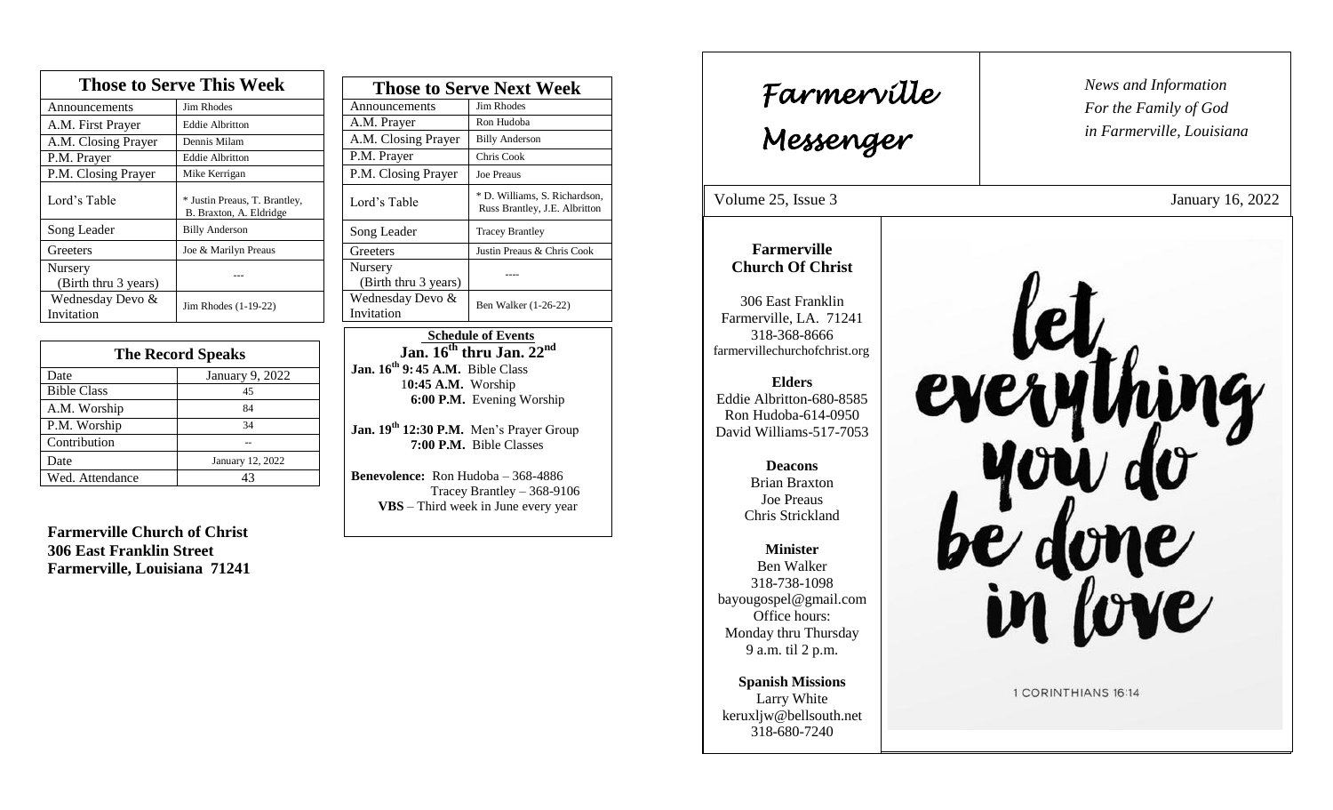| Those to Serve This Week | |
|---|---|
| Announcements | Jim Rhodes |
| A.M. First Prayer | Eddie Albritton |
| A.M. Closing Prayer | Dennis Milam |
| P.M. Prayer | Eddie Albritton |
| P.M. Closing Prayer | Mike Kerrigan |
| Lord's Table | * Justin Preaus, T. Brantley, B. Braxton, A. Eldridge |
| Song Leader | Billy Anderson |
| Greeters | Joe & Marilyn Preaus |
| Nursery (Birth thru 3 years) | --- |
| Wednesday Devo & Invitation | Jim Rhodes (1-19-22) |

| The Record Speaks | |
|---|---|
| Date | January 9, 2022 |
| Bible Class | 45 |
| A.M. Worship | 84 |
| P.M. Worship | 34 |
| Contribution | -- |
| Date | January 12, 2022 |
| Wed. Attendance | 43 |

**Farmerville Church of Christ**
**306 East Franklin Street**
**Farmerville, Louisiana 71241**

| Those to Serve Next Week | |
|---|---|
| Announcements | Jim Rhodes |
| A.M. Prayer | Ron Hudoba |
| A.M. Closing Prayer | Billy Anderson |
| P.M. Prayer | Chris Cook |
| P.M. Closing Prayer | Joe Preaus |
| Lord's Table | * D. Williams, S. Richardson, Russ Brantley, J.E. Albritton |
| Song Leader | Tracey Brantley |
| Greeters | Justin Preaus & Chris Cook |
| Nursery (Birth thru 3 years) | ---- |
| Wednesday Devo & Invitation | Ben Walker (1-26-22) |

**Schedule of Events**

**Jan. 16th thru Jan. 22nd**

**Jan. 16th 9:45 A.M.** Bible Class
**10:45 A.M.** Worship
**6:00 P.M.** Evening Worship

**Jan. 19th 12:30 P.M.** Men's Prayer Group
**7:00 P.M.** Bible Classes

**Benevolence:** Ron Hudoba – 368-4886
Tracey Brantley – 368-9106
**VBS** – Third week in June every year

# Farmerville Messenger

*News and Information*
*For the Family of God*
*in Farmerville, Louisiana*

Volume 25, Issue 3 — January 16, 2022

**Farmerville Church Of Christ**

306 East Franklin
Farmerville, LA. 71241
318-368-8666
farmervillechurchofchrist.org

**Elders**
Eddie Albritton-680-8585
Ron Hudoba-614-0950
David Williams-517-7053

**Deacons**
Brian Braxton
Joe Preaus
Chris Strickland

**Minister**
Ben Walker
318-738-1098
bayougospel@gmail.com
Office hours:
Monday thru Thursday
9 a.m. til 2 p.m.

**Spanish Missions**
Larry White
keruxljw@bellsouth.net
318-680-7240

let everything you do be done in love

1 CORINTHIANS 16:14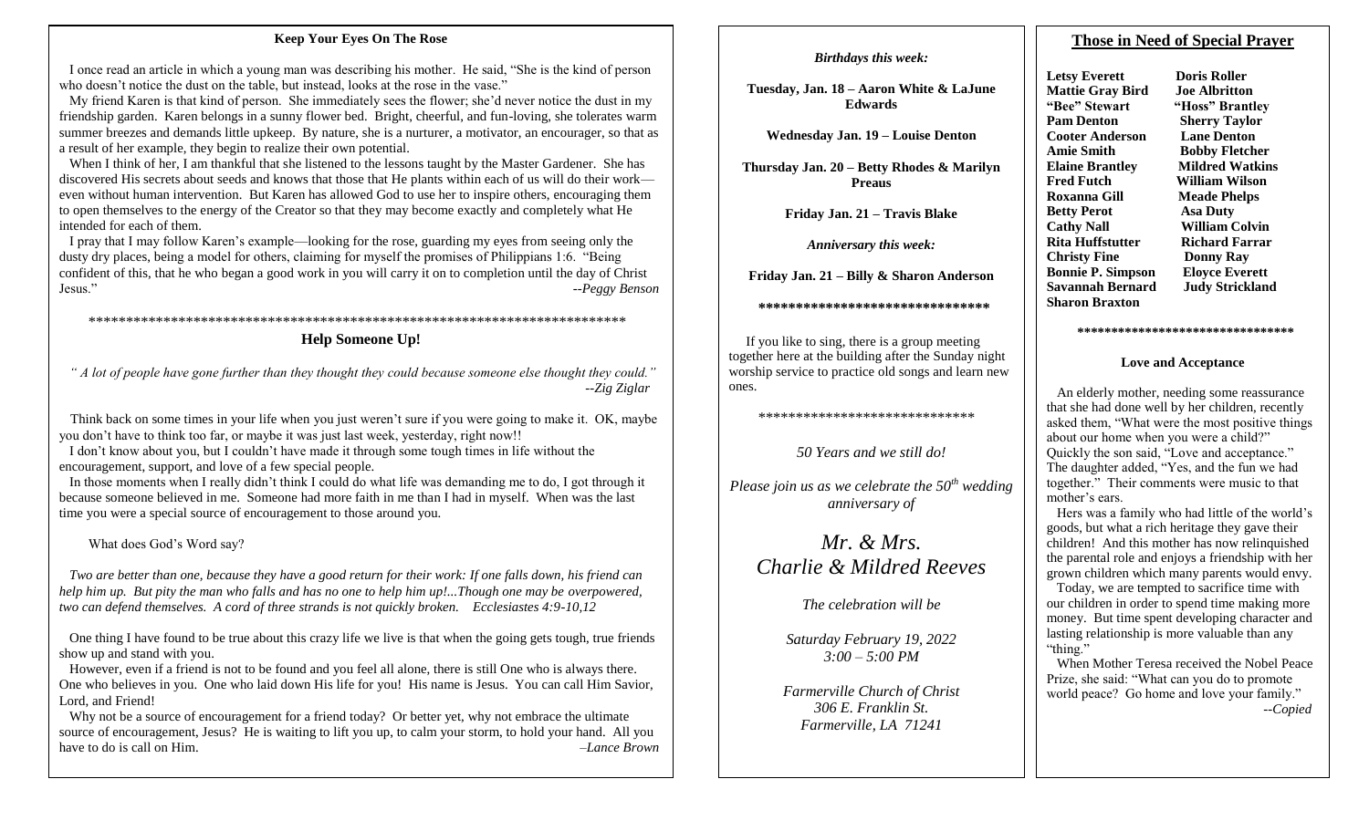## Keep Your Eyes On The Rose

I once read an article in which a young man was describing his mother. He said, "She is the kind of person who doesn't notice the dust on the table, but instead, looks at the rose in the vase."

My friend Karen is that kind of person. She immediately sees the flower; she'd never notice the dust in my friendship garden. Karen belongs in a sunny flower bed. Bright, cheerful, and fun-loving, she tolerates warm summer breezes and demands little upkeep. By nature, she is a nurturer, a motivator, an encourager, so that as a result of her example, they begin to realize their own potential.

When I think of her, I am thankful that she listened to the lessons taught by the Master Gardener. She has discovered His secrets about seeds and knows that those that He plants within each of us will do their work—even without human intervention. But Karen has allowed God to use her to inspire others, encouraging them to open themselves to the energy of the Creator so that they may become exactly and completely what He intended for each of them.

I pray that I may follow Karen's example—looking for the rose, guarding my eyes from seeing only the dusty dry places, being a model for others, claiming for myself the promises of Philippians 1:6. "Being confident of this, that he who began a good work in you will carry it on to completion until the day of Christ Jesus."

*--Peggy Benson*

\*\*\*\*\*\*\*\*\*\*\*\*\*\*\*\*\*\*\*\*\*\*\*\*\*\*\*\*\*\*\*\*\*\*\*\*\*\*\*\*\*\*\*\*\*\*\*\*\*\*\*\*\*\*\*\*\*\*\*\*\*\*\*\*\*\*\*\*\*\*\*\*\*\*\*\*\*\*\*

## Help Someone Up!

*" A lot of people have gone further than they thought they could because someone else thought they could."*
*--Zig Ziglar*

Think back on some times in your life when you just weren't sure if you were going to make it. OK, maybe you don't have to think too far, or maybe it was just last week, yesterday, right now!!

I don't know about you, but I couldn't have made it through some tough times in life without the encouragement, support, and love of a few special people.

In those moments when I really didn't think I could do what life was demanding me to do, I got through it because someone believed in me. Someone had more faith in me than I had in myself. When was the last time you were a special source of encouragement to those around you.

What does God's Word say?

*Two are better than one, because they have a good return for their work: If one falls down, his friend can help him up. But pity the man who falls and has no one to help him up!...Though one may be overpowered, two can defend themselves. A cord of three strands is not quickly broken. Ecclesiastes 4:9-10,12*

One thing I have found to be true about this crazy life we live is that when the going gets tough, true friends show up and stand with you.

However, even if a friend is not to be found and you feel all alone, there is still One who is always there. One who believes in you. One who laid down His life for you! His name is Jesus. You can call Him Savior, Lord, and Friend!

Why not be a source of encouragement for a friend today? Or better yet, why not embrace the ultimate source of encouragement, Jesus? He is waiting to lift you up, to calm your storm, to hold your hand. All you have to do is call on Him.

*–Lance Brown*

***Birthdays this week:***

**Tuesday, Jan. 18 – Aaron White & LaJune Edwards**

**Wednesday Jan. 19 – Louise Denton**

**Thursday Jan. 20 – Betty Rhodes & Marilyn Preaus**

**Friday Jan. 21 – Travis Blake**

***Anniversary this week:***

**Friday Jan. 21 – Billy & Sharon Anderson**

\*\*\*\*\*\*\*\*\*\*\*\*\*\*\*\*\*\*\*\*\*\*\*\*\*\*\*\*\*\*\*

If you like to sing, there is a group meeting together here at the building after the Sunday night worship service to practice old songs and learn new ones.

\*\*\*\*\*\*\*\*\*\*\*\*\*\*\*\*\*\*\*\*\*\*\*\*\*\*\*\*\*\*

*50 Years and we still do!*

*Please join us as we celebrate the 50th wedding anniversary of*

*Mr. & Mrs.*
*Charlie & Mildred Reeves*

*The celebration will be*

*Saturday February 19, 2022*
*3:00 – 5:00 PM*

*Farmerville Church of Christ*
*306 E. Franklin St.*
*Farmerville, LA 71241*

## Those in Need of Special Prayer

| | |
|---|---|
| **Letsy Everett** | **Doris Roller** |
| **Mattie Gray Bird** | **Joe Albritton** |
| **"Bee" Stewart** | **"Hoss" Brantley** |
| **Pam Denton** | **Sherry Taylor** |
| **Cooter Anderson** | **Lane Denton** |
| **Amie Smith** | **Bobby Fletcher** |
| **Elaine Brantley** | **Mildred Watkins** |
| **Fred Futch** | **William Wilson** |
| **Roxanna Gill** | **Meade Phelps** |
| **Betty Perot** | **Asa Duty** |
| **Cathy Nall** | **William Colvin** |
| **Rita Huffstutter** | **Richard Farrar** |
| **Christy Fine** | **Donny Ray** |
| **Bonnie P. Simpson** | **Eloyce Everett** |
| **Savannah Bernard** | **Judy Strickland** |
| **Sharon Braxton** | |

\*\*\*\*\*\*\*\*\*\*\*\*\*\*\*\*\*\*\*\*\*\*\*\*\*\*\*\*\*\*\*\*

## Love and Acceptance

An elderly mother, needing some reassurance that she had done well by her children, recently asked them, "What were the most positive things about our home when you were a child?" Quickly the son said, "Love and acceptance." The daughter added, "Yes, and the fun we had together." Their comments were music to that mother's ears.

Hers was a family who had little of the world's goods, but what a rich heritage they gave their children! And this mother has now relinquished the parental role and enjoys a friendship with her grown children which many parents would envy.

Today, we are tempted to sacrifice time with our children in order to spend time making more money. But time spent developing character and lasting relationship is more valuable than any "thing."

When Mother Teresa received the Nobel Peace Prize, she said: "What can you do to promote world peace? Go home and love your family."

*--Copied*